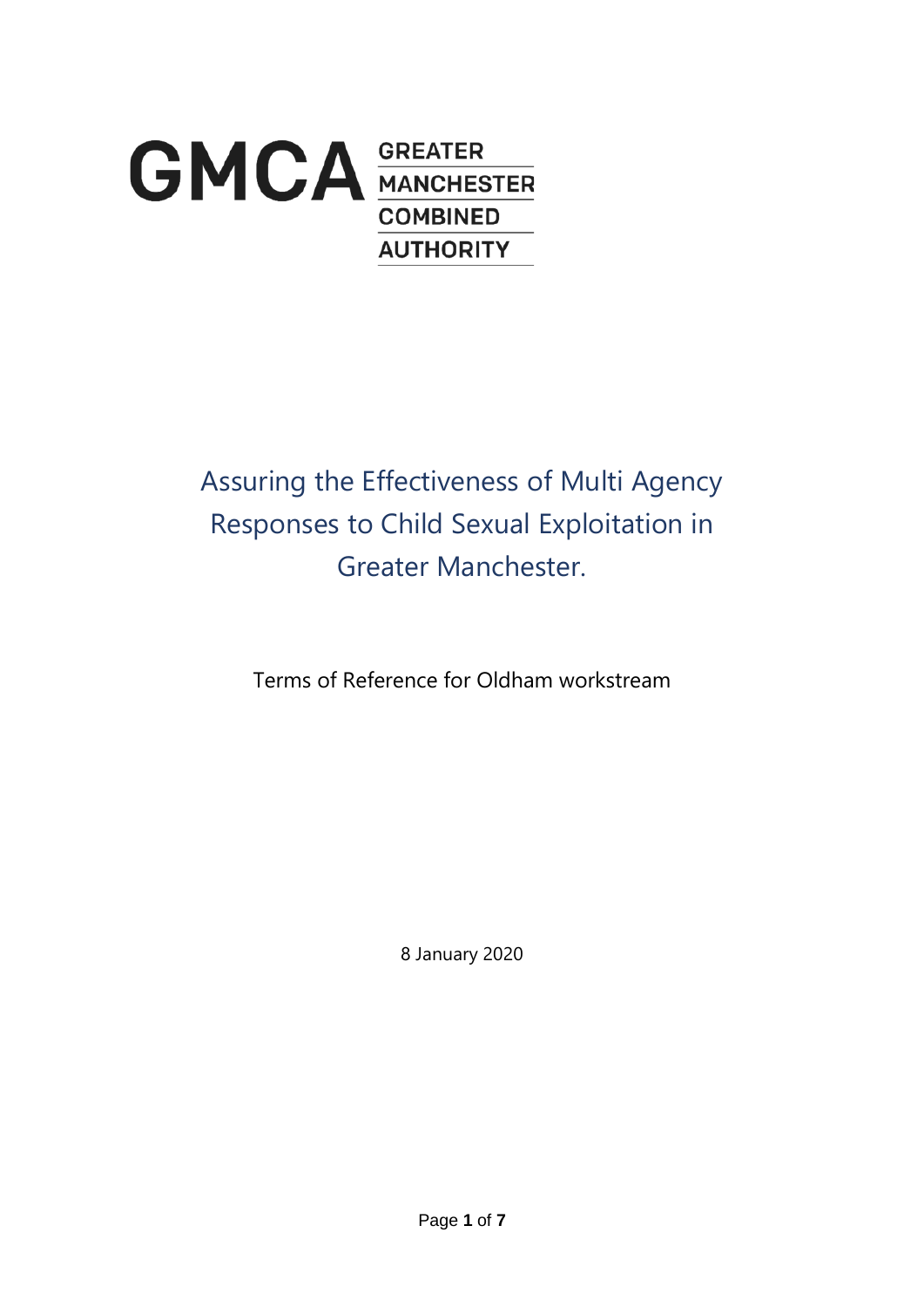GMCA GREATER MANCHESTER COMBINED AUTHORITY

# Assuring the Effectiveness of Multi Agency Responses to Child Sexual Exploitation in Greater Manchester.

Terms of Reference for Oldham workstream

8 January 2020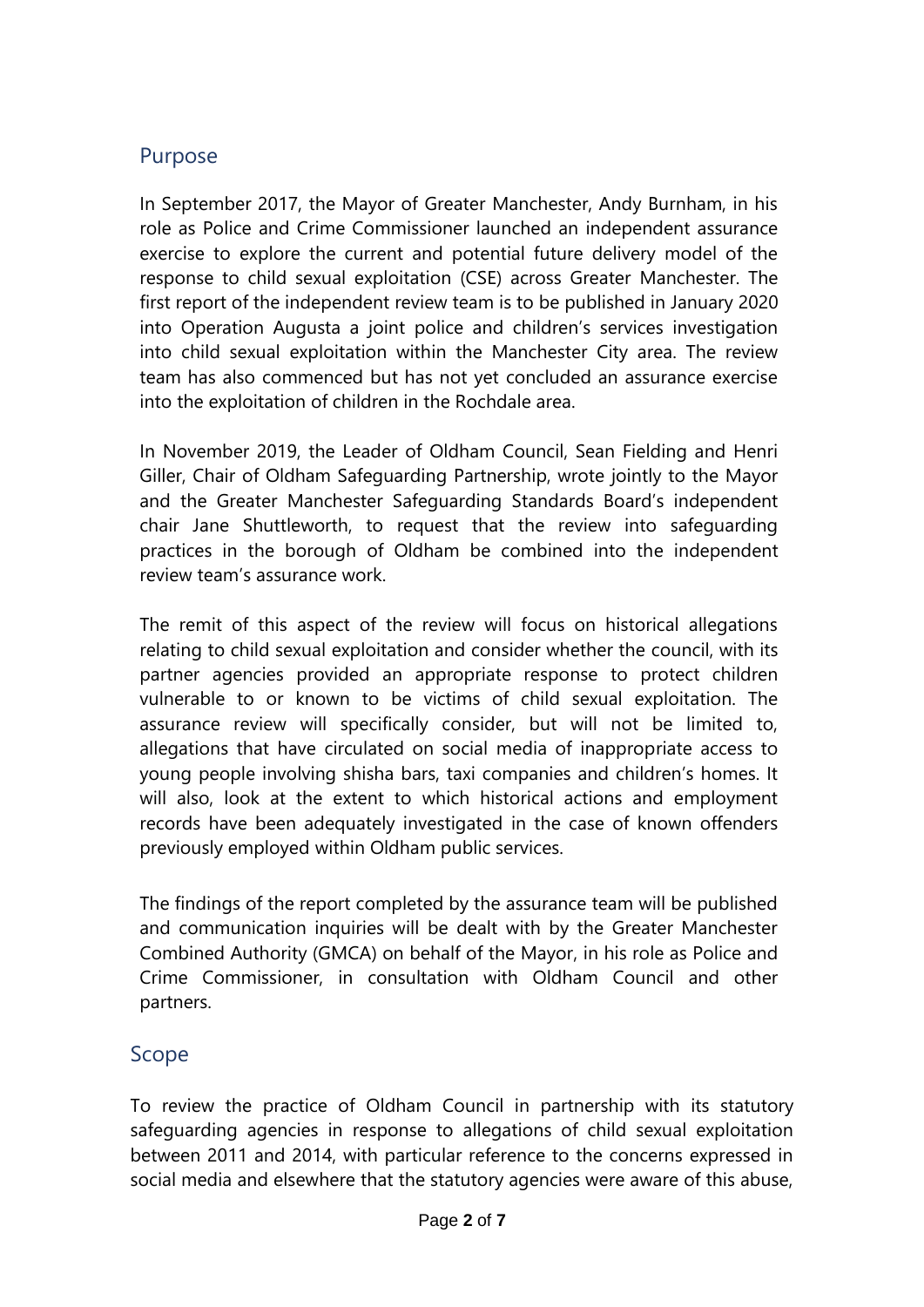## Purpose

In September 2017, the Mayor of Greater Manchester, Andy Burnham, in his role as Police and Crime Commissioner launched an independent assurance exercise to explore the current and potential future delivery model of the response to child sexual exploitation (CSE) across Greater Manchester. The first report of the independent review team is to be published in January 2020 into Operation Augusta a joint police and children's services investigation into child sexual exploitation within the Manchester City area. The review team has also commenced but has not yet concluded an assurance exercise into the exploitation of children in the Rochdale area.

In November 2019, the Leader of Oldham Council, Sean Fielding and Henri Giller, Chair of Oldham Safeguarding Partnership, wrote jointly to the Mayor and the Greater Manchester Safeguarding Standards Board's independent chair Jane Shuttleworth, to request that the review into safeguarding practices in the borough of Oldham be combined into the independent review team's assurance work.

The remit of this aspect of the review will focus on historical allegations relating to child sexual exploitation and consider whether the council, with its partner agencies provided an appropriate response to protect children vulnerable to or known to be victims of child sexual exploitation. The assurance review will specifically consider, but will not be limited to, allegations that have circulated on social media of inappropriate access to young people involving shisha bars, taxi companies and children's homes. It will also, look at the extent to which historical actions and employment records have been adequately investigated in the case of known offenders previously employed within Oldham public services.

The findings of the report completed by the assurance team will be published and communication inquiries will be dealt with by the Greater Manchester Combined Authority (GMCA) on behalf of the Mayor, in his role as Police and Crime Commissioner, in consultation with Oldham Council and other partners.

## Scope

To review the practice of Oldham Council in partnership with its statutory safeguarding agencies in response to allegations of child sexual exploitation between 2011 and 2014, with particular reference to the concerns expressed in social media and elsewhere that the statutory agencies were aware of this abuse,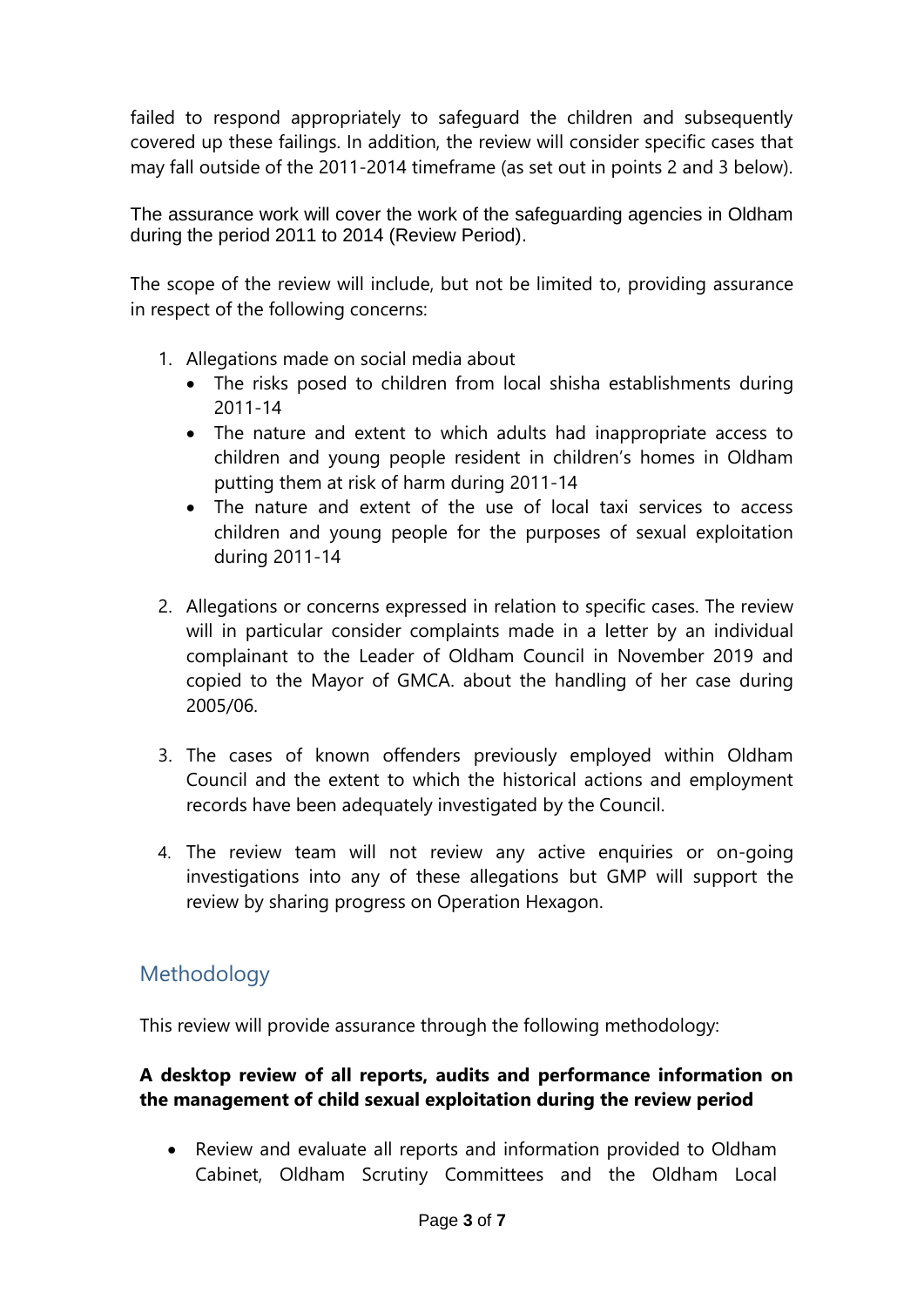failed to respond appropriately to safeguard the children and subsequently covered up these failings. In addition, the review will consider specific cases that may fall outside of the 2011-2014 timeframe (as set out in points 2 and 3 below).

The assurance work will cover the work of the safeguarding agencies in Oldham during the period 2011 to 2014 (Review Period).

The scope of the review will include, but not be limited to, providing assurance in respect of the following concerns:

1. Allegations made on social media about
   - The risks posed to children from local shisha establishments during 2011-14
   - The nature and extent to which adults had inappropriate access to children and young people resident in children's homes in Oldham putting them at risk of harm during 2011-14
   - The nature and extent of the use of local taxi services to access children and young people for the purposes of sexual exploitation during 2011-14

2. Allegations or concerns expressed in relation to specific cases. The review will in particular consider complaints made in a letter by an individual complainant to the Leader of Oldham Council in November 2019 and copied to the Mayor of GMCA. about the handling of her case during 2005/06.

3. The cases of known offenders previously employed within Oldham Council and the extent to which the historical actions and employment records have been adequately investigated by the Council.

4. The review team will not review any active enquiries or on-going investigations into any of these allegations but GMP will support the review by sharing progress on Operation Hexagon.

## Methodology

This review will provide assurance through the following methodology:

**A desktop review of all reports, audits and performance information on the management of child sexual exploitation during the review period**

- Review and evaluate all reports and information provided to Oldham Cabinet, Oldham Scrutiny Committees and the Oldham Local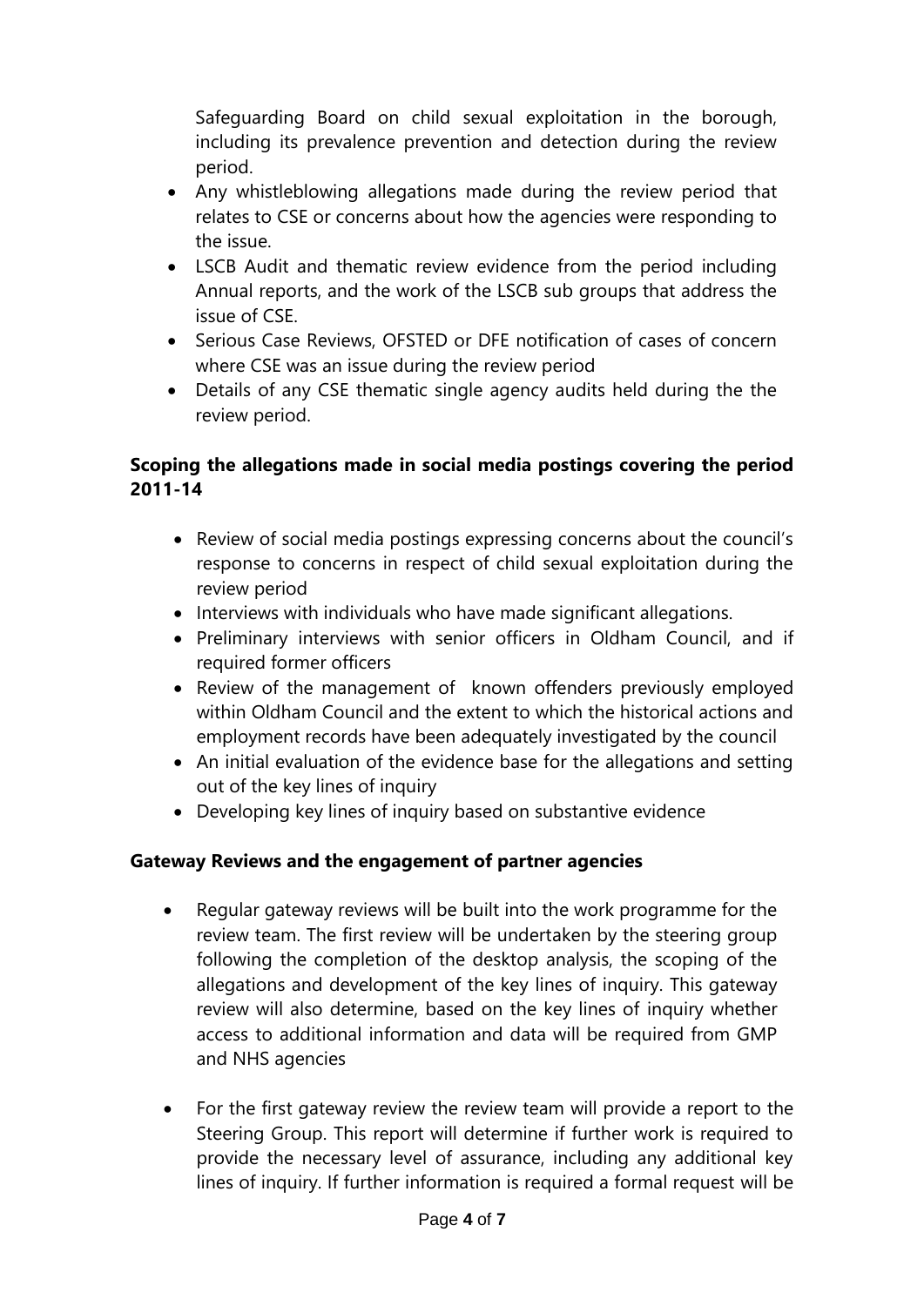Safeguarding Board on child sexual exploitation in the borough, including its prevalence prevention and detection during the review period.

- Any whistleblowing allegations made during the review period that relates to CSE or concerns about how the agencies were responding to the issue.
- LSCB Audit and thematic review evidence from the period including Annual reports, and the work of the LSCB sub groups that address the issue of CSE.
- Serious Case Reviews, OFSTED or DFE notification of cases of concern where CSE was an issue during the review period
- Details of any CSE thematic single agency audits held during the the review period.

**Scoping the allegations made in social media postings covering the period 2011-14**

- Review of social media postings expressing concerns about the council's response to concerns in respect of child sexual exploitation during the review period
- Interviews with individuals who have made significant allegations.
- Preliminary interviews with senior officers in Oldham Council, and if required former officers
- Review of the management of known offenders previously employed within Oldham Council and the extent to which the historical actions and employment records have been adequately investigated by the council
- An initial evaluation of the evidence base for the allegations and setting out of the key lines of inquiry
- Developing key lines of inquiry based on substantive evidence

**Gateway Reviews and the engagement of partner agencies**

- Regular gateway reviews will be built into the work programme for the review team. The first review will be undertaken by the steering group following the completion of the desktop analysis, the scoping of the allegations and development of the key lines of inquiry. This gateway review will also determine, based on the key lines of inquiry whether access to additional information and data will be required from GMP and NHS agencies

- For the first gateway review the review team will provide a report to the Steering Group. This report will determine if further work is required to provide the necessary level of assurance, including any additional key lines of inquiry. If further information is required a formal request will be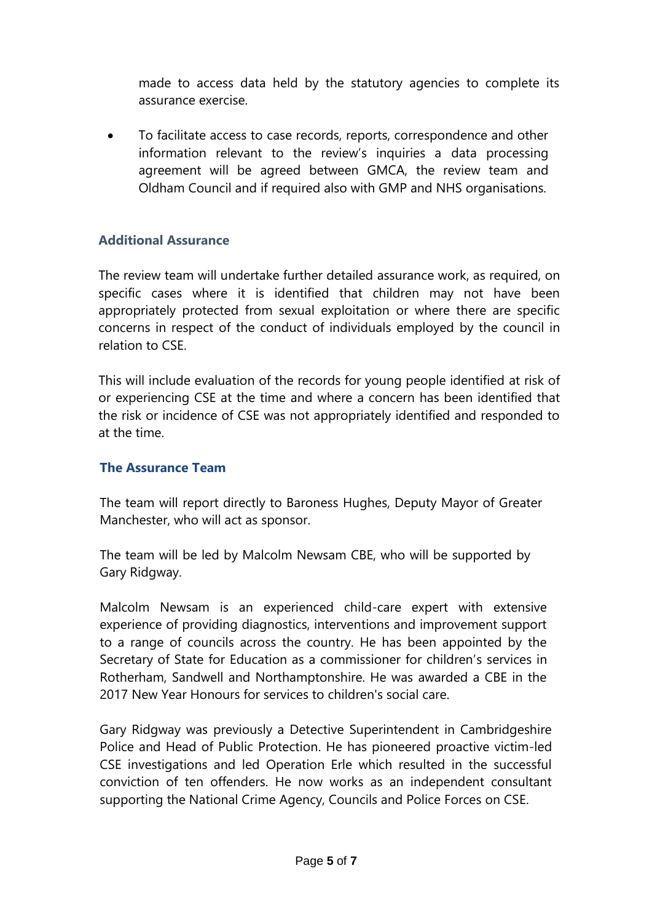made to access data held by the statutory agencies to complete its assurance exercise.

- To facilitate access to case records, reports, correspondence and other information relevant to the review's inquiries a data processing agreement will be agreed between GMCA, the review team and Oldham Council and if required also with GMP and NHS organisations.

### Additional Assurance

The review team will undertake further detailed assurance work, as required, on specific cases where it is identified that children may not have been appropriately protected from sexual exploitation or where there are specific concerns in respect of the conduct of individuals employed by the council in relation to CSE.

This will include evaluation of the records for young people identified at risk of or experiencing CSE at the time and where a concern has been identified that the risk or incidence of CSE was not appropriately identified and responded to at the time.

### The Assurance Team

The team will report directly to Baroness Hughes, Deputy Mayor of Greater Manchester, who will act as sponsor.

The team will be led by Malcolm Newsam CBE, who will be supported by Gary Ridgway.

Malcolm Newsam is an experienced child-care expert with extensive experience of providing diagnostics, interventions and improvement support to a range of councils across the country. He has been appointed by the Secretary of State for Education as a commissioner for children's services in Rotherham, Sandwell and Northamptonshire. He was awarded a CBE in the 2017 New Year Honours for services to children's social care.

Gary Ridgway was previously a Detective Superintendent in Cambridgeshire Police and Head of Public Protection. He has pioneered proactive victim-led CSE investigations and led Operation Erle which resulted in the successful conviction of ten offenders. He now works as an independent consultant supporting the National Crime Agency, Councils and Police Forces on CSE.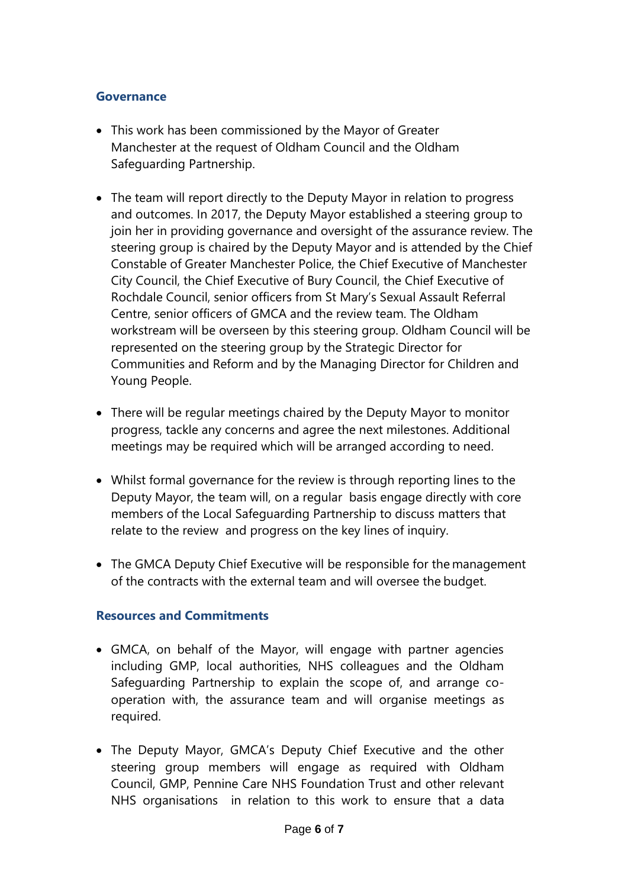## Governance

- This work has been commissioned by the Mayor of Greater Manchester at the request of Oldham Council and the Oldham Safeguarding Partnership.

- The team will report directly to the Deputy Mayor in relation to progress and outcomes. In 2017, the Deputy Mayor established a steering group to join her in providing governance and oversight of the assurance review. The steering group is chaired by the Deputy Mayor and is attended by the Chief Constable of Greater Manchester Police, the Chief Executive of Manchester City Council, the Chief Executive of Bury Council, the Chief Executive of Rochdale Council, senior officers from St Mary's Sexual Assault Referral Centre, senior officers of GMCA and the review team. The Oldham workstream will be overseen by this steering group. Oldham Council will be represented on the steering group by the Strategic Director for Communities and Reform and by the Managing Director for Children and Young People.

- There will be regular meetings chaired by the Deputy Mayor to monitor progress, tackle any concerns and agree the next milestones. Additional meetings may be required which will be arranged according to need.

- Whilst formal governance for the review is through reporting lines to the Deputy Mayor, the team will, on a regular basis engage directly with core members of the Local Safeguarding Partnership to discuss matters that relate to the review and progress on the key lines of inquiry.

- The GMCA Deputy Chief Executive will be responsible for the management of the contracts with the external team and will oversee the budget.

## Resources and Commitments

- GMCA, on behalf of the Mayor, will engage with partner agencies including GMP, local authorities, NHS colleagues and the Oldham Safeguarding Partnership to explain the scope of, and arrange co-operation with, the assurance team and will organise meetings as required.

- The Deputy Mayor, GMCA's Deputy Chief Executive and the other steering group members will engage as required with Oldham Council, GMP, Pennine Care NHS Foundation Trust and other relevant NHS organisations in relation to this work to ensure that a data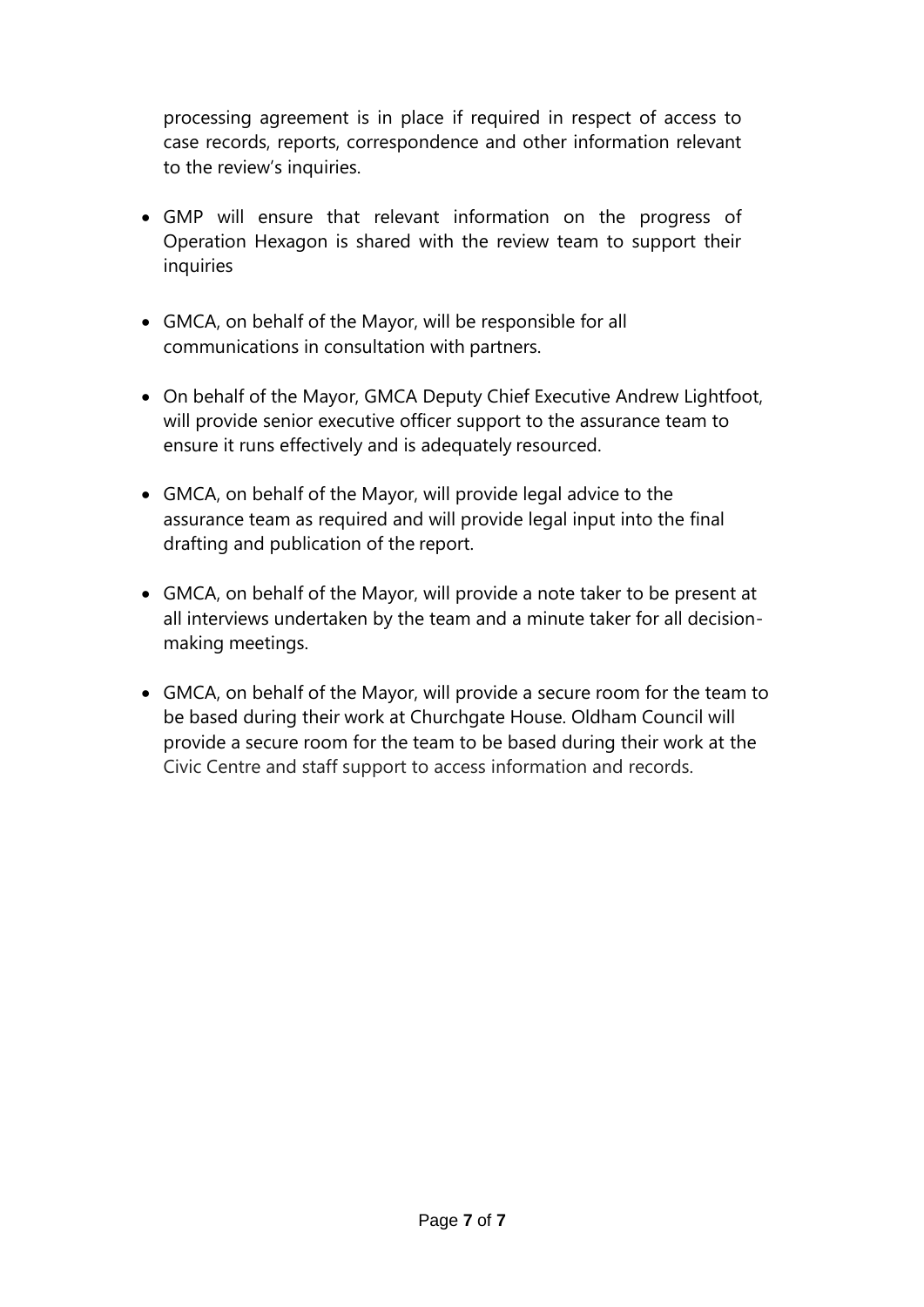processing agreement is in place if required in respect of access to case records, reports, correspondence and other information relevant to the review's inquiries.

- GMP will ensure that relevant information on the progress of Operation Hexagon is shared with the review team to support their inquiries

- GMCA, on behalf of the Mayor, will be responsible for all communications in consultation with partners.

- On behalf of the Mayor, GMCA Deputy Chief Executive Andrew Lightfoot, will provide senior executive officer support to the assurance team to ensure it runs effectively and is adequately resourced.

- GMCA, on behalf of the Mayor, will provide legal advice to the assurance team as required and will provide legal input into the final drafting and publication of the report.

- GMCA, on behalf of the Mayor, will provide a note taker to be present at all interviews undertaken by the team and a minute taker for all decision-making meetings.

- GMCA, on behalf of the Mayor, will provide a secure room for the team to be based during their work at Churchgate House. Oldham Council will provide a secure room for the team to be based during their work at the Civic Centre and staff support to access information and records.